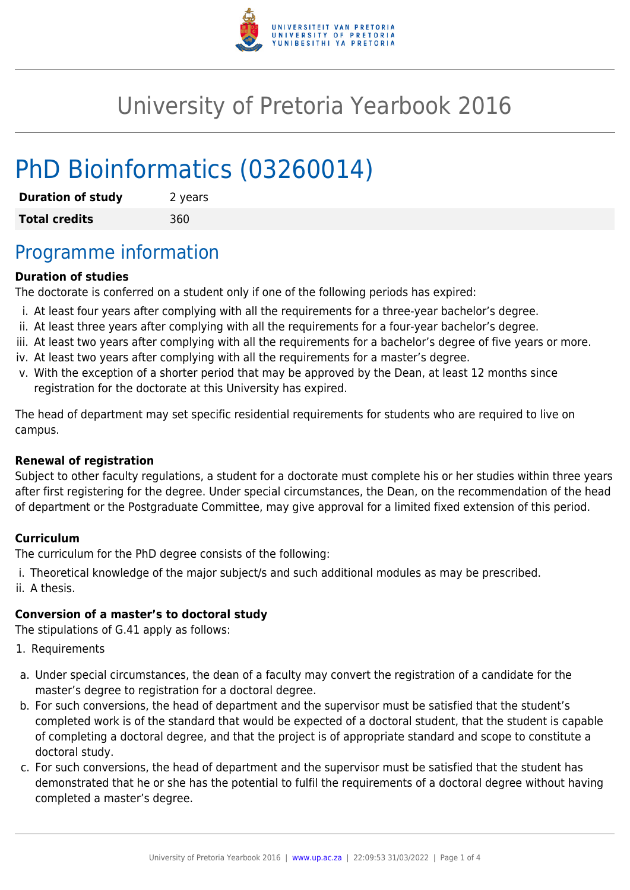# University of Pretoria Yearbook 2016

# PhD Bioinformatics (03260014)

| **Duration of study** | 2 years |
| --- | --- |
| **Total credits** | 360 |

## Programme information

**Duration of studies**

The doctorate is conferred on a student only if one of the following periods has expired:

i. At least four years after complying with all the requirements for a three-year bachelor's degree.
ii. At least three years after complying with all the requirements for a four-year bachelor's degree.
iii. At least two years after complying with all the requirements for a bachelor's degree of five years or more.
iv. At least two years after complying with all the requirements for a master's degree.
v. With the exception of a shorter period that may be approved by the Dean, at least 12 months since registration for the doctorate at this University has expired.

The head of department may set specific residential requirements for students who are required to live on campus.

**Renewal of registration**

Subject to other faculty regulations, a student for a doctorate must complete his or her studies within three years after first registering for the degree. Under special circumstances, the Dean, on the recommendation of the head of department or the Postgraduate Committee, may give approval for a limited fixed extension of this period.

**Curriculum**

The curriculum for the PhD degree consists of the following:

i. Theoretical knowledge of the major subject/s and such additional modules as may be prescribed.
ii. A thesis.

**Conversion of a master's to doctoral study**

The stipulations of G.41 apply as follows:

1. Requirements

a. Under special circumstances, the dean of a faculty may convert the registration of a candidate for the master's degree to registration for a doctoral degree.
b. For such conversions, the head of department and the supervisor must be satisfied that the student's completed work is of the standard that would be expected of a doctoral student, that the student is capable of completing a doctoral degree, and that the project is of appropriate standard and scope to constitute a doctoral study.
c. For such conversions, the head of department and the supervisor must be satisfied that the student has demonstrated that he or she has the potential to fulfil the requirements of a doctoral degree without having completed a master's degree.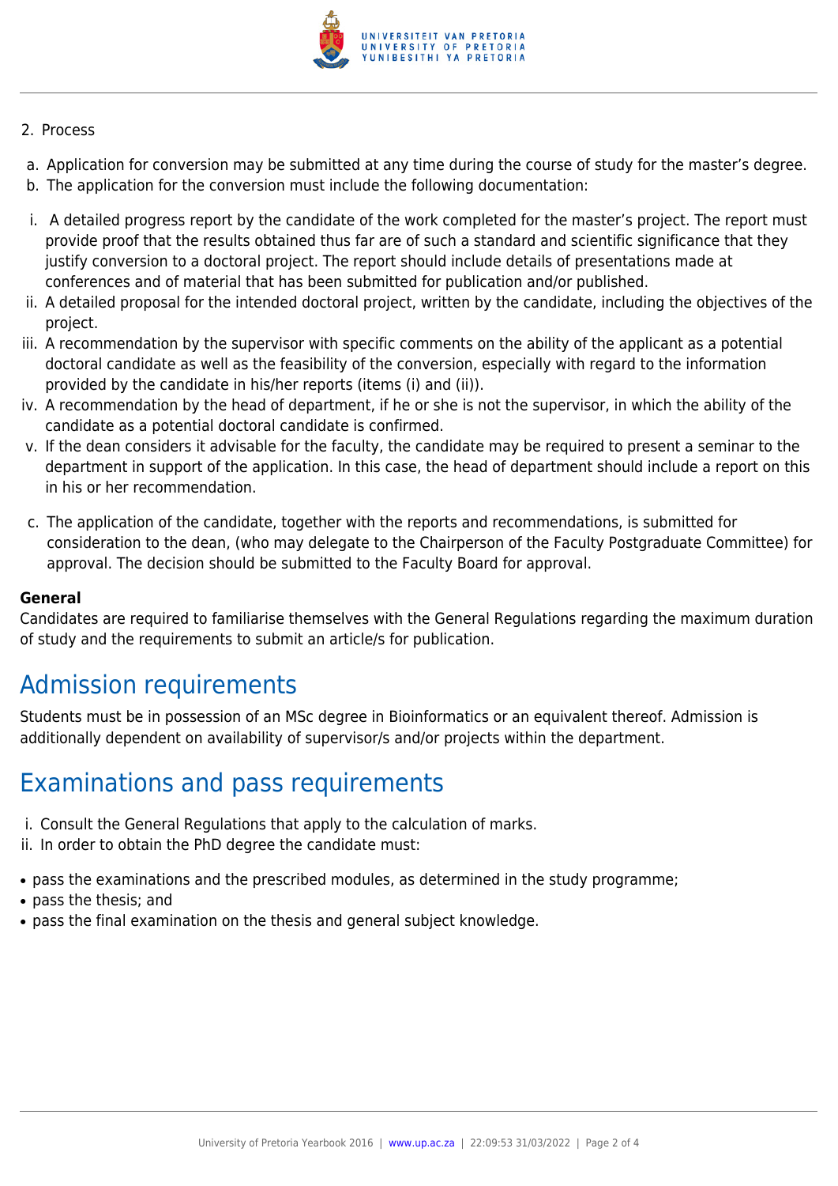2. Process

a. Application for conversion may be submitted at any time during the course of study for the master's degree.
b. The application for the conversion must include the following documentation:

i. A detailed progress report by the candidate of the work completed for the master's project. The report must provide proof that the results obtained thus far are of such a standard and scientific significance that they justify conversion to a doctoral project. The report should include details of presentations made at conferences and of material that has been submitted for publication and/or published.
ii. A detailed proposal for the intended doctoral project, written by the candidate, including the objectives of the project.
iii. A recommendation by the supervisor with specific comments on the ability of the applicant as a potential doctoral candidate as well as the feasibility of the conversion, especially with regard to the information provided by the candidate in his/her reports (items (i) and (ii)).
iv. A recommendation by the head of department, if he or she is not the supervisor, in which the ability of the candidate as a potential doctoral candidate is confirmed.
v. If the dean considers it advisable for the faculty, the candidate may be required to present a seminar to the department in support of the application. In this case, the head of department should include a report on this in his or her recommendation.

c. The application of the candidate, together with the reports and recommendations, is submitted for consideration to the dean, (who may delegate to the Chairperson of the Faculty Postgraduate Committee) for approval. The decision should be submitted to the Faculty Board for approval.

**General**

Candidates are required to familiarise themselves with the General Regulations regarding the maximum duration of study and the requirements to submit an article/s for publication.

# Admission requirements

Students must be in possession of an MSc degree in Bioinformatics or an equivalent thereof. Admission is additionally dependent on availability of supervisor/s and/or projects within the department.

# Examinations and pass requirements

i. Consult the General Regulations that apply to the calculation of marks.
ii. In order to obtain the PhD degree the candidate must:

- pass the examinations and the prescribed modules, as determined in the study programme;
- pass the thesis; and
- pass the final examination on the thesis and general subject knowledge.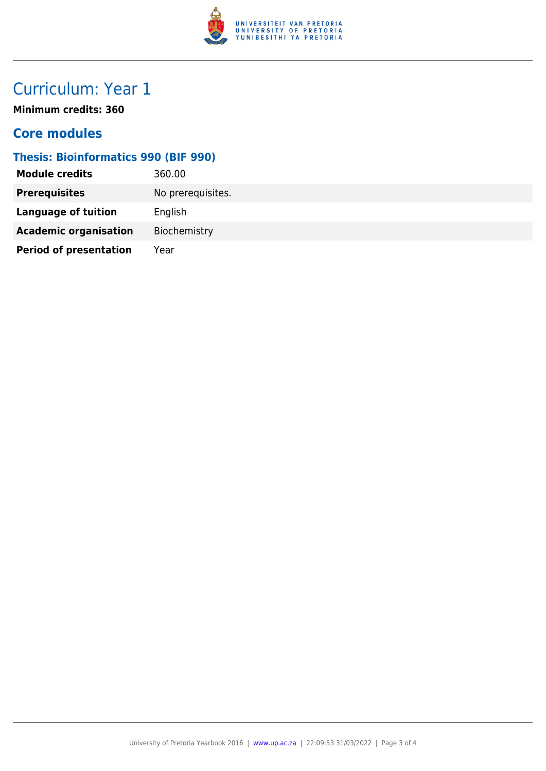# Curriculum: Year 1

**Minimum credits: 360**

## Core modules

### Thesis: Bioinformatics 990 (BIF 990)

| | |
|---|---|
| **Module credits** | 360.00 |
| **Prerequisites** | No prerequisites. |
| **Language of tuition** | English |
| **Academic organisation** | Biochemistry |
| **Period of presentation** | Year |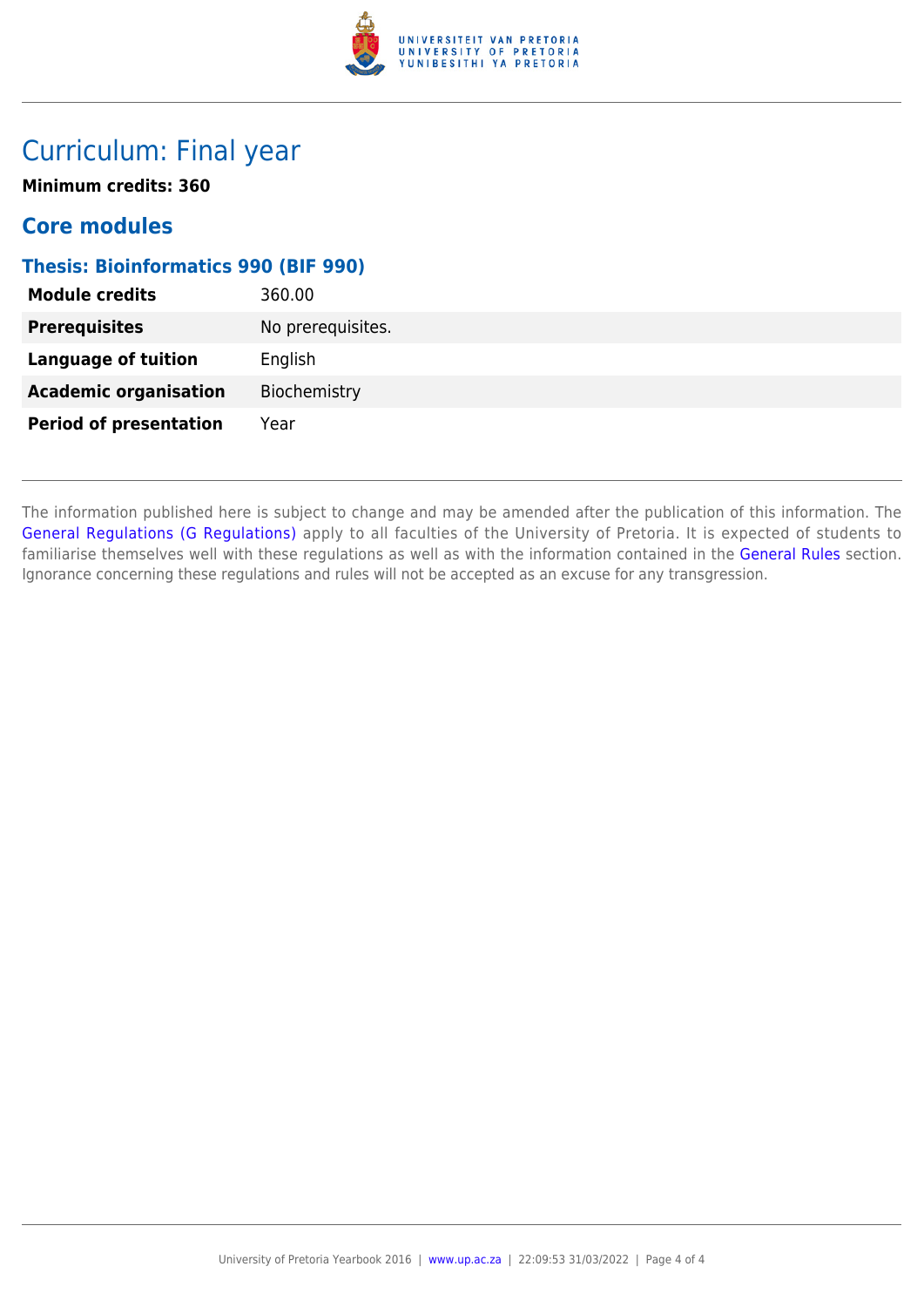# Curriculum: Final year

**Minimum credits: 360**

## Core modules

### Thesis: Bioinformatics 990 (BIF 990)

| | |
|---|---|
| **Module credits** | 360.00 |
| **Prerequisites** | No prerequisites. |
| **Language of tuition** | English |
| **Academic organisation** | Biochemistry |
| **Period of presentation** | Year |

The information published here is subject to change and may be amended after the publication of this information. The General Regulations (G Regulations) apply to all faculties of the University of Pretoria. It is expected of students to familiarise themselves well with these regulations as well as with the information contained in the General Rules section. Ignorance concerning these regulations and rules will not be accepted as an excuse for any transgression.